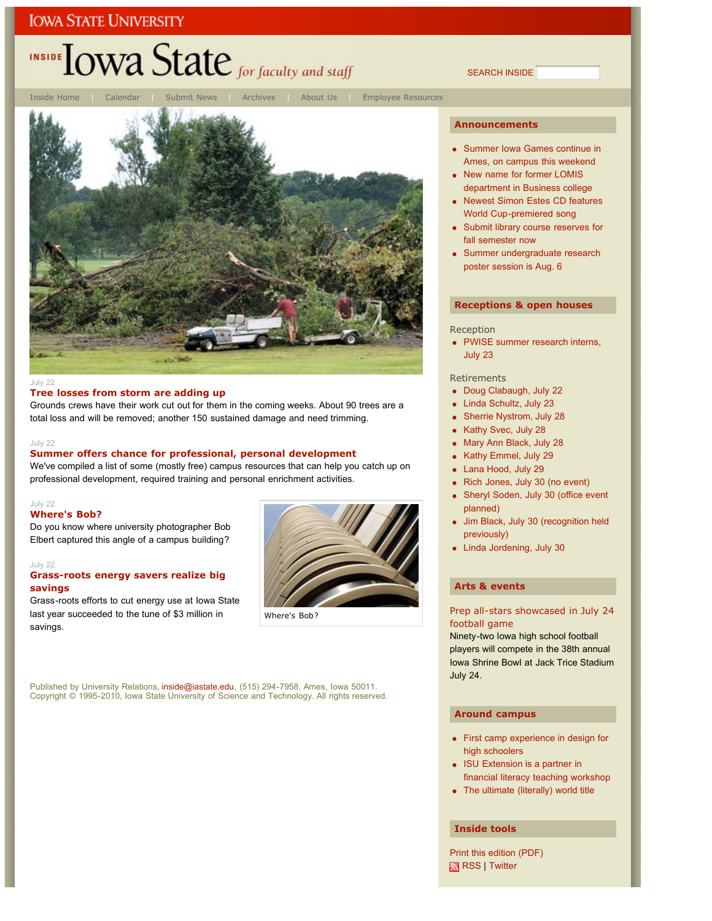IOWA STATE UNIVERSITY

# INSIDE Iowa State *for faculty and staff*

SEARCH INSIDE

Inside Home | Calendar | Submit News | Archives | About Us | Employee Resources

July 22

### Tree losses from storm are adding up

Grounds crews have their work cut out for them in the coming weeks. About 90 trees are a total loss and will be removed; another 150 sustained damage and need trimming.

July 22

### Summer offers chance for professional, personal development

We've compiled a list of some (mostly free) campus resources that can help you catch up on professional development, required training and personal enrichment activities.

July 22

### Where's Bob?

Do you know where university photographer Bob Elbert captured this angle of a campus building?

Where's Bob?

July 22

### Grass-roots energy savers realize big savings

Grass-roots efforts to cut energy use at Iowa State last year succeeded to the tune of $3 million in savings.

## Announcements

- Summer Iowa Games continue in Ames, on campus this weekend
- New name for former LOMIS department in Business college
- Newest Simon Estes CD features World Cup-premiered song
- Submit library course reserves for fall semester now
- Summer undergraduate research poster session is Aug. 6

## Receptions & open houses

Reception

- PWISE summer research interns, July 23

Retirements

- Doug Clabaugh, July 22
- Linda Schultz, July 23
- Sherrie Nystrom, July 28
- Kathy Svec, July 28
- Mary Ann Black, July 28
- Kathy Emmel, July 29
- Lana Hood, July 29
- Rich Jones, July 30 (no event)
- Sheryl Soden, July 30 (office event planned)
- Jim Black, July 30 (recognition held previously)
- Linda Jordening, July 30

## Arts & events

### Prep all-stars showcased in July 24 football game

Ninety-two Iowa high school football players will compete in the 38th annual Iowa Shrine Bowl at Jack Trice Stadium July 24.

## Around campus

- First camp experience in design for high schoolers
- ISU Extension is a partner in financial literacy teaching workshop
- The ultimate (literally) world title

## Inside tools

Print this edition (PDF)

RSS | Twitter

Published by University Relations, inside@iastate.edu, (515) 294-7958, Ames, Iowa 50011.
Copyright © 1995-2010, Iowa State University of Science and Technology. All rights reserved.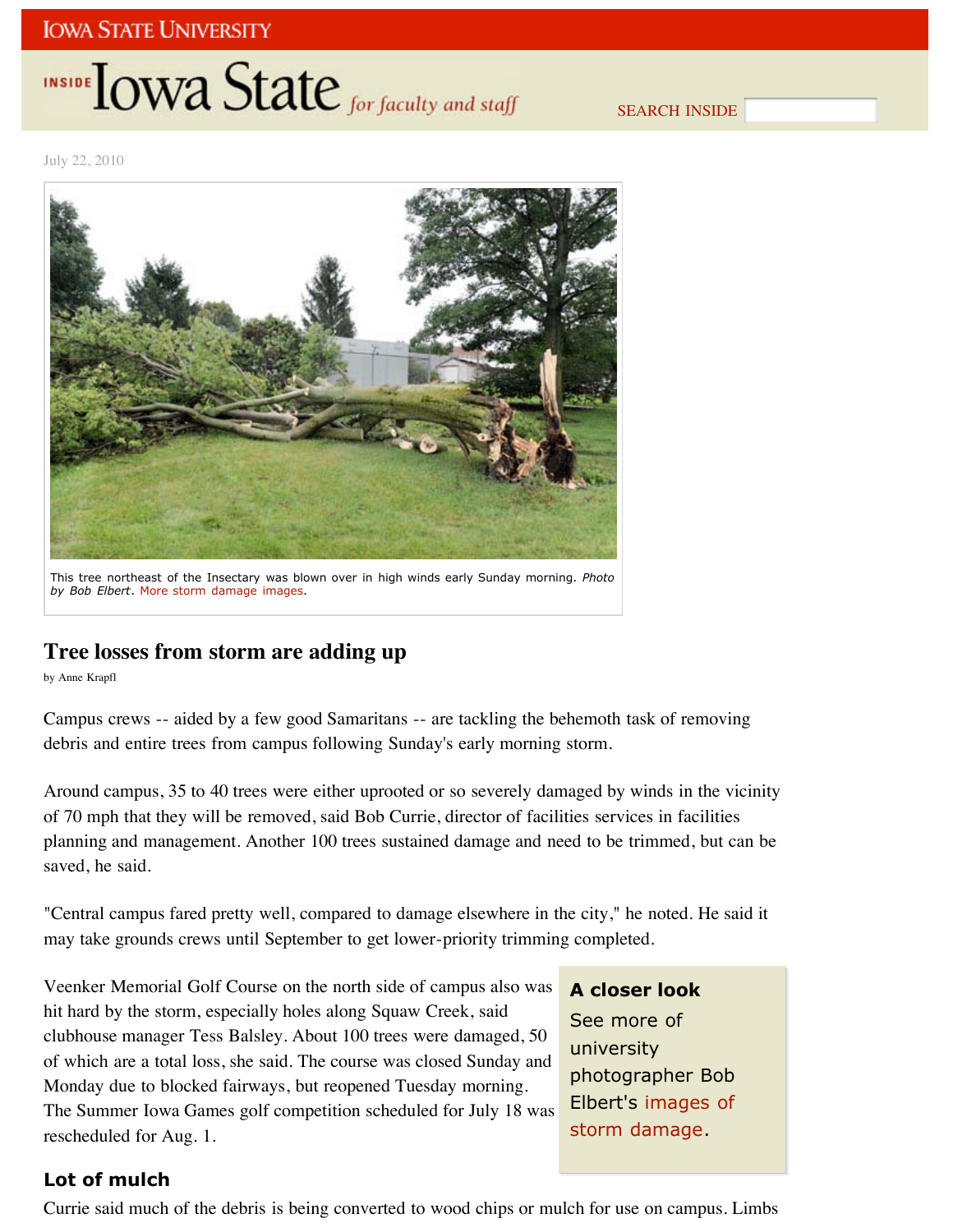July 22, 2010

This tree northeast of the Insectary was blown over in high winds early Sunday morning. *Photo by Bob Elbert*. More storm damage images.

## Tree losses from storm are adding up

by Anne Krapfl

Campus crews -- aided by a few good Samaritans -- are tackling the behemoth task of removing debris and entire trees from campus following Sunday's early morning storm.

Around campus, 35 to 40 trees were either uprooted or so severely damaged by winds in the vicinity of 70 mph that they will be removed, said Bob Currie, director of facilities services in facilities planning and management. Another 100 trees sustained damage and need to be trimmed, but can be saved, he said.

"Central campus fared pretty well, compared to damage elsewhere in the city," he noted. He said it may take grounds crews until September to get lower-priority trimming completed.

Veenker Memorial Golf Course on the north side of campus also was hit hard by the storm, especially holes along Squaw Creek, said clubhouse manager Tess Balsley. About 100 trees were damaged, 50 of which are a total loss, she said. The course was closed Sunday and Monday due to blocked fairways, but reopened Tuesday morning. The Summer Iowa Games golf competition scheduled for July 18 was rescheduled for Aug. 1.

**A closer look**

See more of university photographer Bob Elbert's images of storm damage.

### Lot of mulch

Currie said much of the debris is being converted to wood chips or mulch for use on campus. Limbs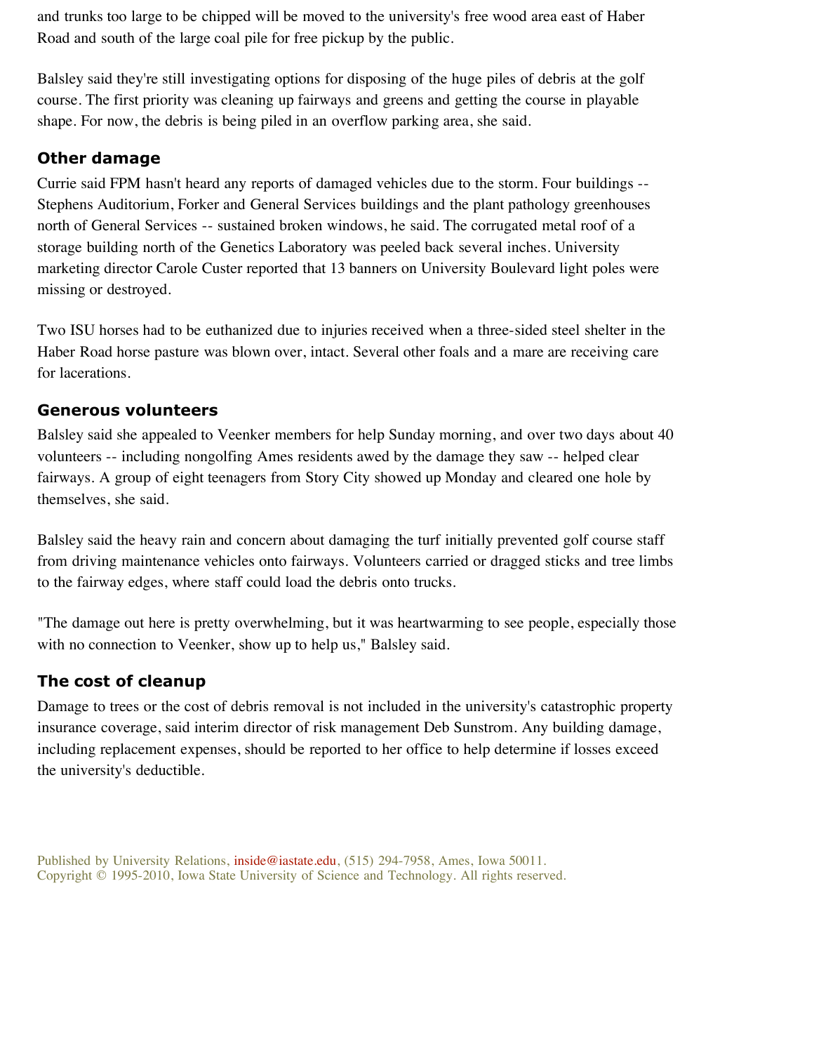and trunks too large to be chipped will be moved to the university's free wood area east of Haber Road and south of the large coal pile for free pickup by the public.

Balsley said they're still investigating options for disposing of the huge piles of debris at the golf course. The first priority was cleaning up fairways and greens and getting the course in playable shape. For now, the debris is being piled in an overflow parking area, she said.

## Other damage

Currie said FPM hasn't heard any reports of damaged vehicles due to the storm. Four buildings -- Stephens Auditorium, Forker and General Services buildings and the plant pathology greenhouses north of General Services -- sustained broken windows, he said. The corrugated metal roof of a storage building north of the Genetics Laboratory was peeled back several inches. University marketing director Carole Custer reported that 13 banners on University Boulevard light poles were missing or destroyed.

Two ISU horses had to be euthanized due to injuries received when a three-sided steel shelter in the Haber Road horse pasture was blown over, intact. Several other foals and a mare are receiving care for lacerations.

## Generous volunteers

Balsley said she appealed to Veenker members for help Sunday morning, and over two days about 40 volunteers -- including nongolfing Ames residents awed by the damage they saw -- helped clear fairways. A group of eight teenagers from Story City showed up Monday and cleared one hole by themselves, she said.

Balsley said the heavy rain and concern about damaging the turf initially prevented golf course staff from driving maintenance vehicles onto fairways. Volunteers carried or dragged sticks and tree limbs to the fairway edges, where staff could load the debris onto trucks.

"The damage out here is pretty overwhelming, but it was heartwarming to see people, especially those with no connection to Veenker, show up to help us," Balsley said.

## The cost of cleanup

Damage to trees or the cost of debris removal is not included in the university's catastrophic property insurance coverage, said interim director of risk management Deb Sunstrom. Any building damage, including replacement expenses, should be reported to her office to help determine if losses exceed the university's deductible.

Published by University Relations, inside@iastate.edu, (515) 294-7958, Ames, Iowa 50011.
Copyright © 1995-2010, Iowa State University of Science and Technology. All rights reserved.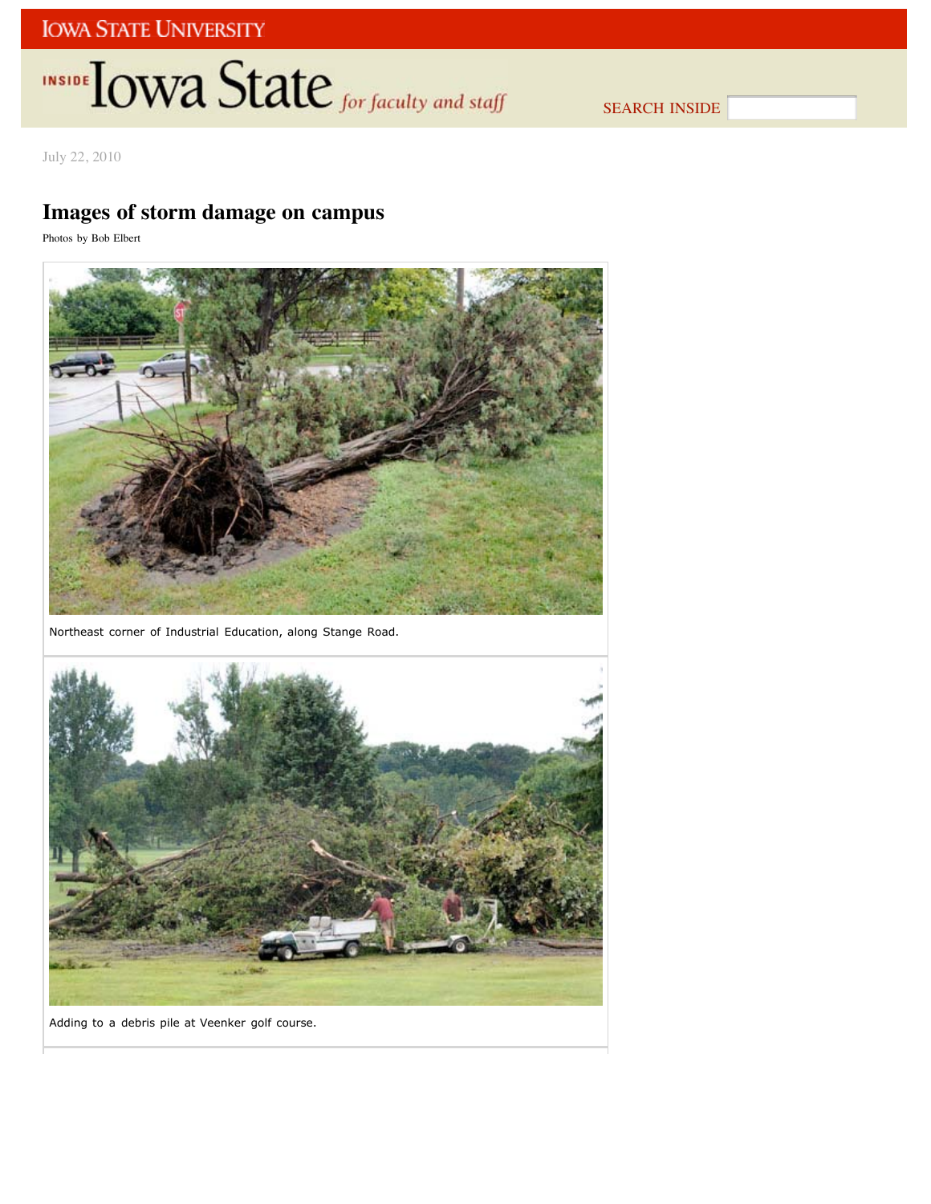July 22, 2010

# Images of storm damage on campus

Photos by Bob Elbert

Northeast corner of Industrial Education, along Stange Road.

Adding to a debris pile at Veenker golf course.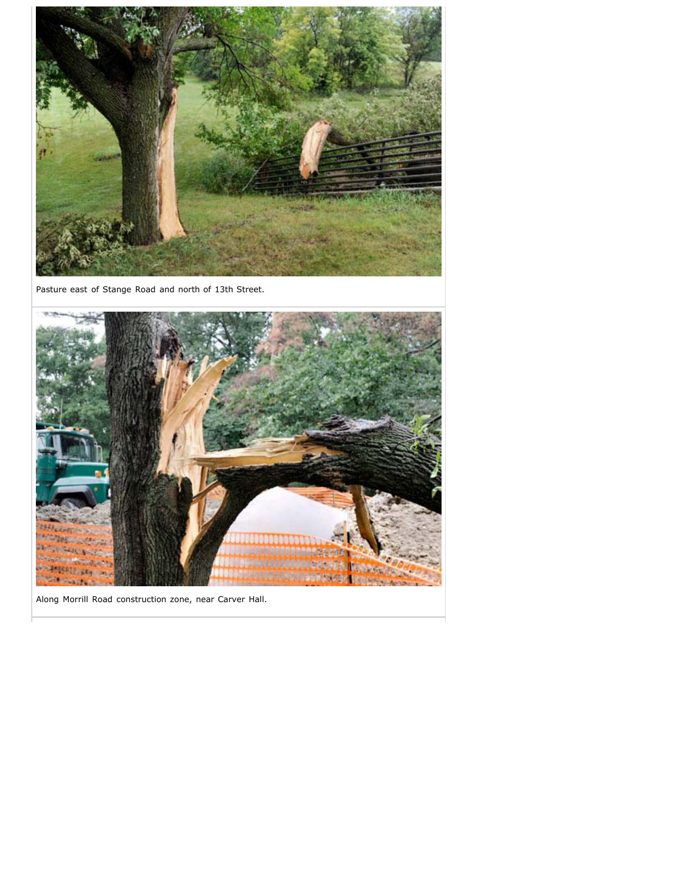Pasture east of Stange Road and north of 13th Street.

Along Morrill Road construction zone, near Carver Hall.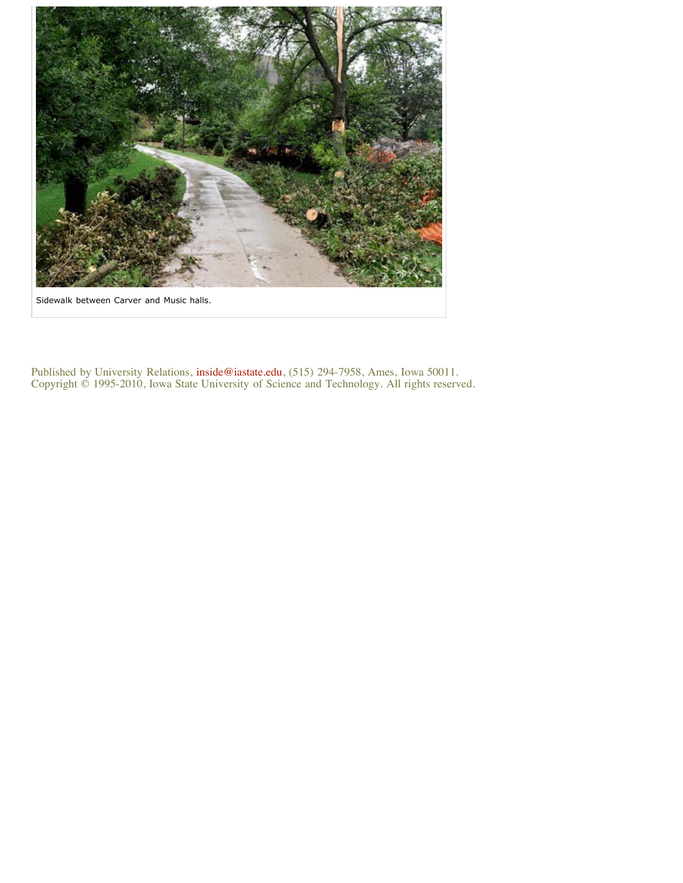Sidewalk between Carver and Music halls.

Published by University Relations, inside@iastate.edu, (515) 294-7958, Ames, Iowa 50011.
Copyright © 1995-2010, Iowa State University of Science and Technology. All rights reserved.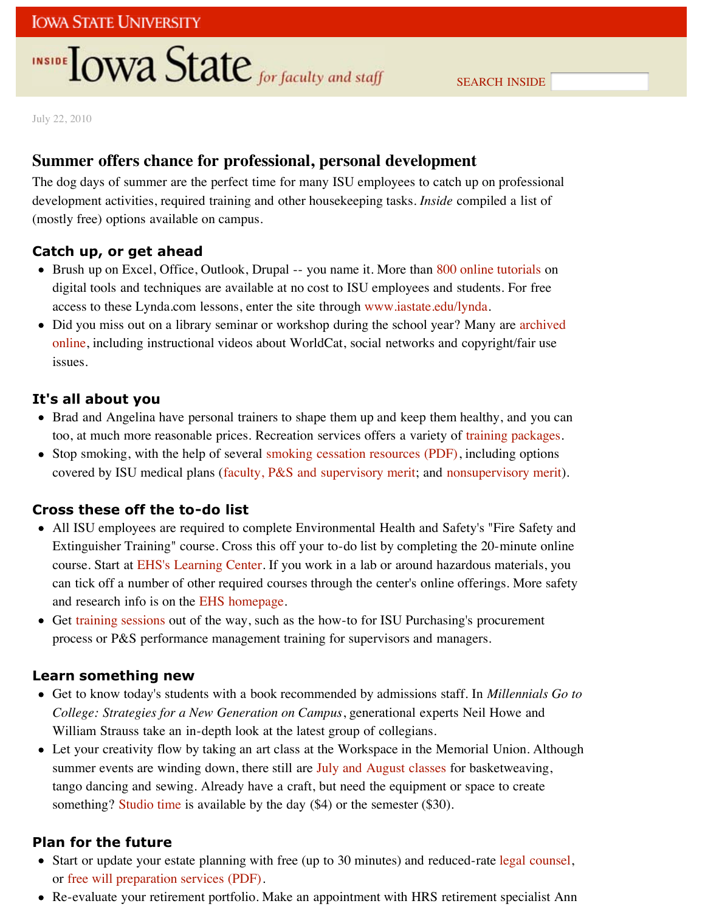July 22, 2010

## Summer offers chance for professional, personal development

The dog days of summer are the perfect time for many ISU employees to catch up on professional development activities, required training and other housekeeping tasks. *Inside* compiled a list of (mostly free) options available on campus.

### Catch up, or get ahead

- Brush up on Excel, Office, Outlook, Drupal -- you name it. More than 800 online tutorials on digital tools and techniques are available at no cost to ISU employees and students. For free access to these Lynda.com lessons, enter the site through www.iastate.edu/lynda.
- Did you miss out on a library seminar or workshop during the school year? Many are archived online, including instructional videos about WorldCat, social networks and copyright/fair use issues.

### It's all about you

- Brad and Angelina have personal trainers to shape them up and keep them healthy, and you can too, at much more reasonable prices. Recreation services offers a variety of training packages.
- Stop smoking, with the help of several smoking cessation resources (PDF), including options covered by ISU medical plans (faculty, P&S and supervisory merit; and nonsupervisory merit).

### Cross these off the to-do list

- All ISU employees are required to complete Environmental Health and Safety's "Fire Safety and Extinguisher Training" course. Cross this off your to-do list by completing the 20-minute online course. Start at EHS's Learning Center. If you work in a lab or around hazardous materials, you can tick off a number of other required courses through the center's online offerings. More safety and research info is on the EHS homepage.
- Get training sessions out of the way, such as the how-to for ISU Purchasing's procurement process or P&S performance management training for supervisors and managers.

### Learn something new

- Get to know today's students with a book recommended by admissions staff. In *Millennials Go to College: Strategies for a New Generation on Campus*, generational experts Neil Howe and William Strauss take an in-depth look at the latest group of collegians.
- Let your creativity flow by taking an art class at the Workspace in the Memorial Union. Although summer events are winding down, there still are July and August classes for basketweaving, tango dancing and sewing. Already have a craft, but need the equipment or space to create something? Studio time is available by the day ($4) or the semester ($30).

### Plan for the future

- Start or update your estate planning with free (up to 30 minutes) and reduced-rate legal counsel, or free will preparation services (PDF).
- Re-evaluate your retirement portfolio. Make an appointment with HRS retirement specialist Ann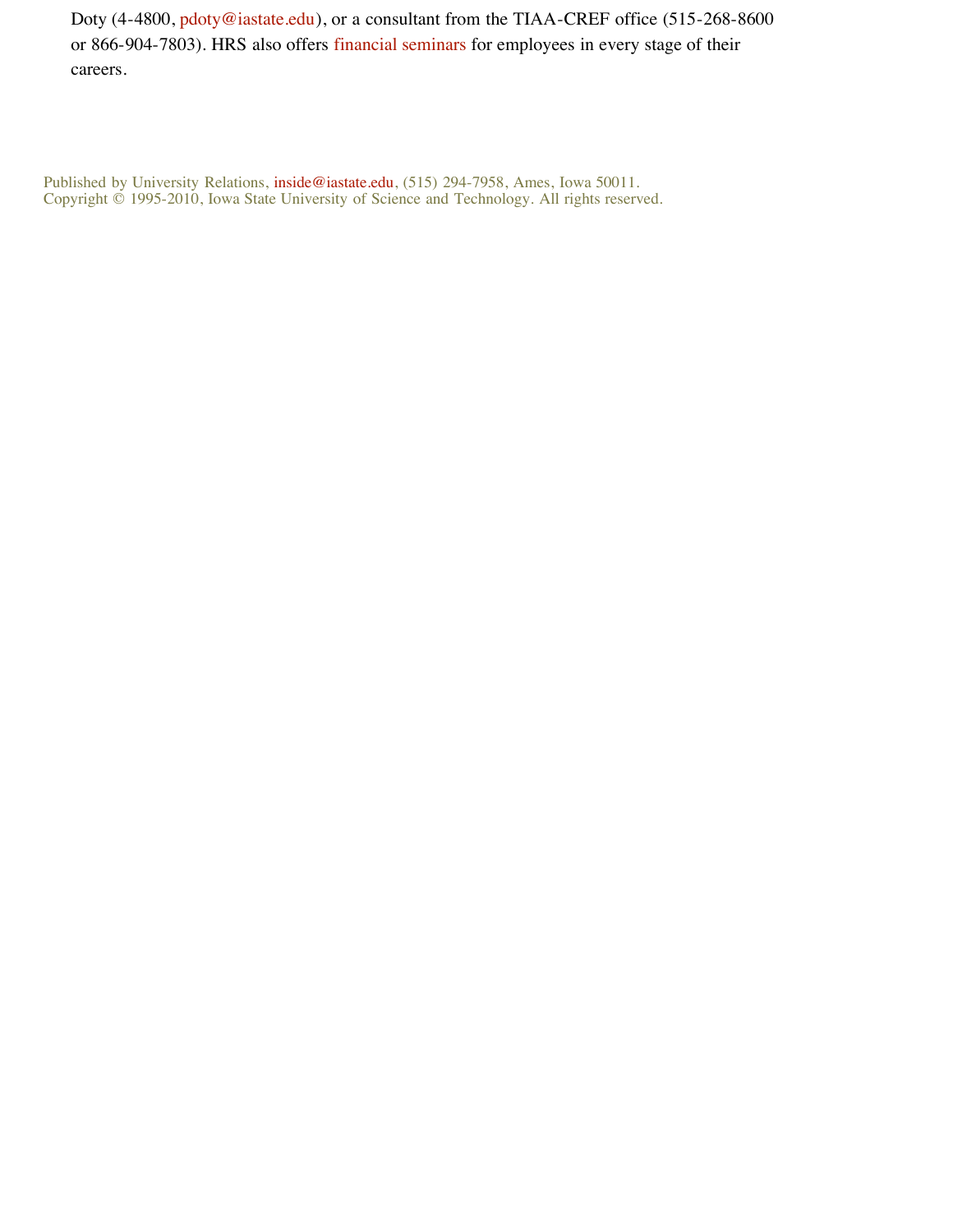Doty (4-4800, pdoty@iastate.edu), or a consultant from the TIAA-CREF office (515-268-8600 or 866-904-7803). HRS also offers financial seminars for employees in every stage of their careers.

Published by University Relations, inside@iastate.edu, (515) 294-7958, Ames, Iowa 50011.
Copyright © 1995-2010, Iowa State University of Science and Technology. All rights reserved.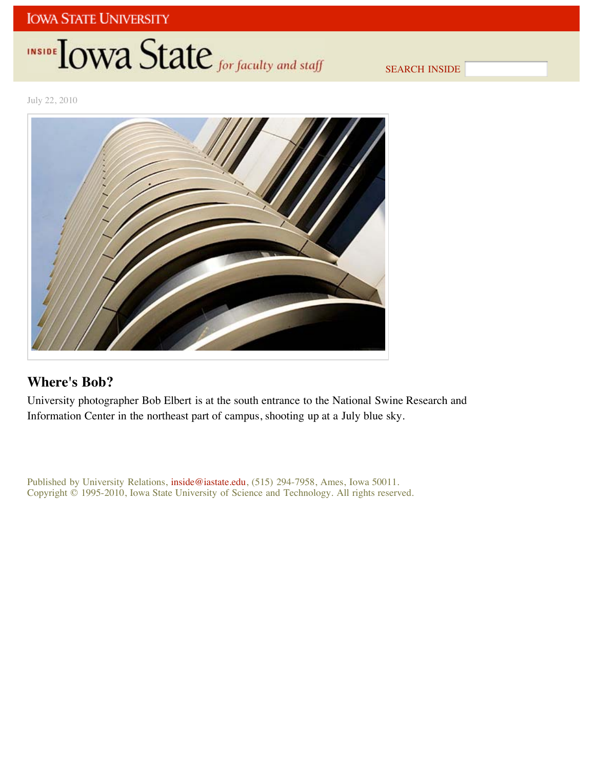July 22, 2010

## Where's Bob?

University photographer Bob Elbert is at the south entrance to the National Swine Research and Information Center in the northeast part of campus, shooting up at a July blue sky.

Published by University Relations, inside@iastate.edu, (515) 294-7958, Ames, Iowa 50011.
Copyright © 1995-2010, Iowa State University of Science and Technology. All rights reserved.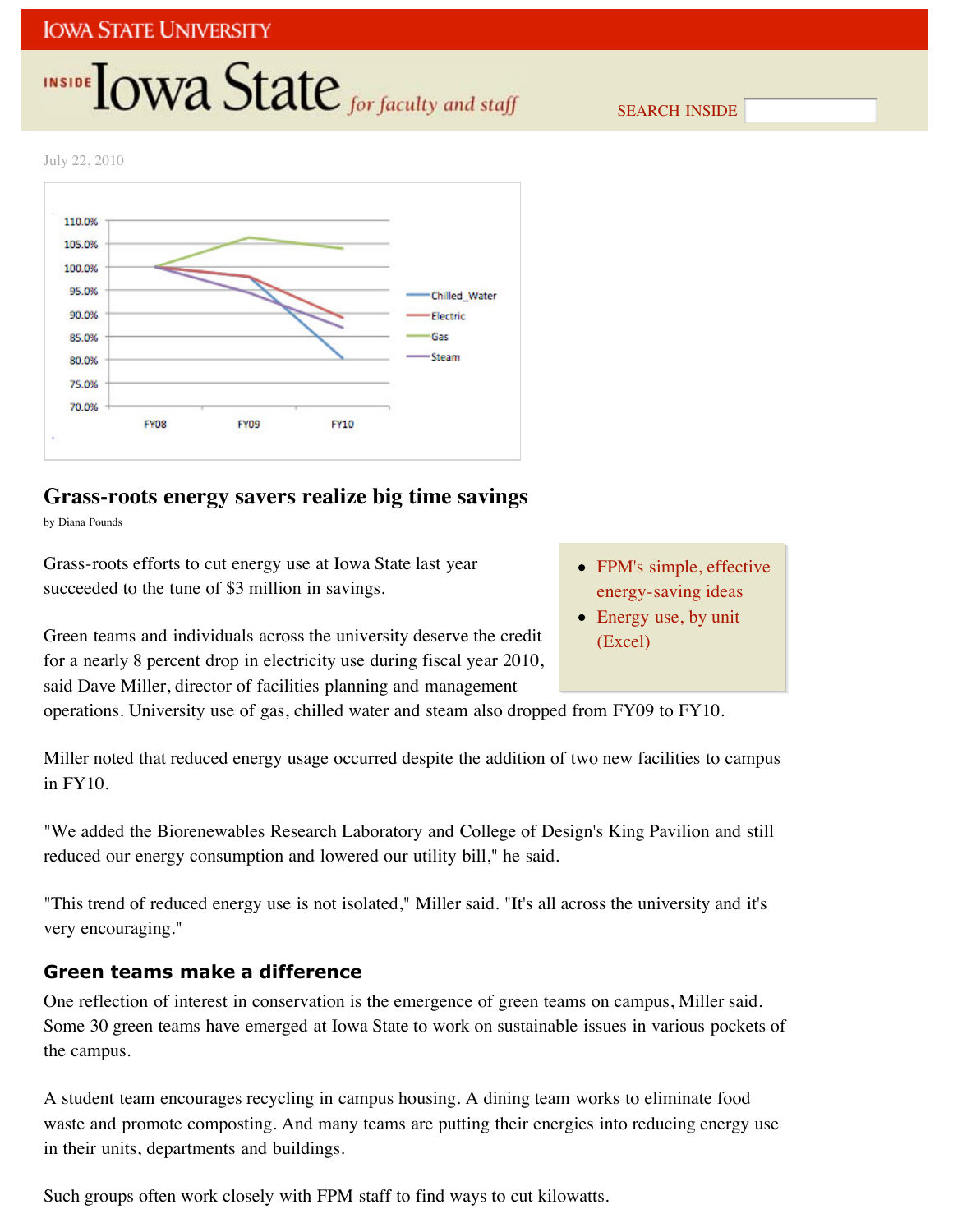July 22, 2010

## Grass-roots energy savers realize big time savings

by Diana Pounds

- FPM's simple, effective energy-saving ideas
- Energy use, by unit (Excel)

Grass-roots efforts to cut energy use at Iowa State last year succeeded to the tune of $3 million in savings.

Green teams and individuals across the university deserve the credit for a nearly 8 percent drop in electricity use during fiscal year 2010, said Dave Miller, director of facilities planning and management operations. University use of gas, chilled water and steam also dropped from FY09 to FY10.

Miller noted that reduced energy usage occurred despite the addition of two new facilities to campus in FY10.

"We added the Biorenewables Research Laboratory and College of Design's King Pavilion and still reduced our energy consumption and lowered our utility bill," he said.

"This trend of reduced energy use is not isolated," Miller said. "It's all across the university and it's very encouraging."

### Green teams make a difference

One reflection of interest in conservation is the emergence of green teams on campus, Miller said. Some 30 green teams have emerged at Iowa State to work on sustainable issues in various pockets of the campus.

A student team encourages recycling in campus housing. A dining team works to eliminate food waste and promote composting. And many teams are putting their energies into reducing energy use in their units, departments and buildings.

Such groups often work closely with FPM staff to find ways to cut kilowatts.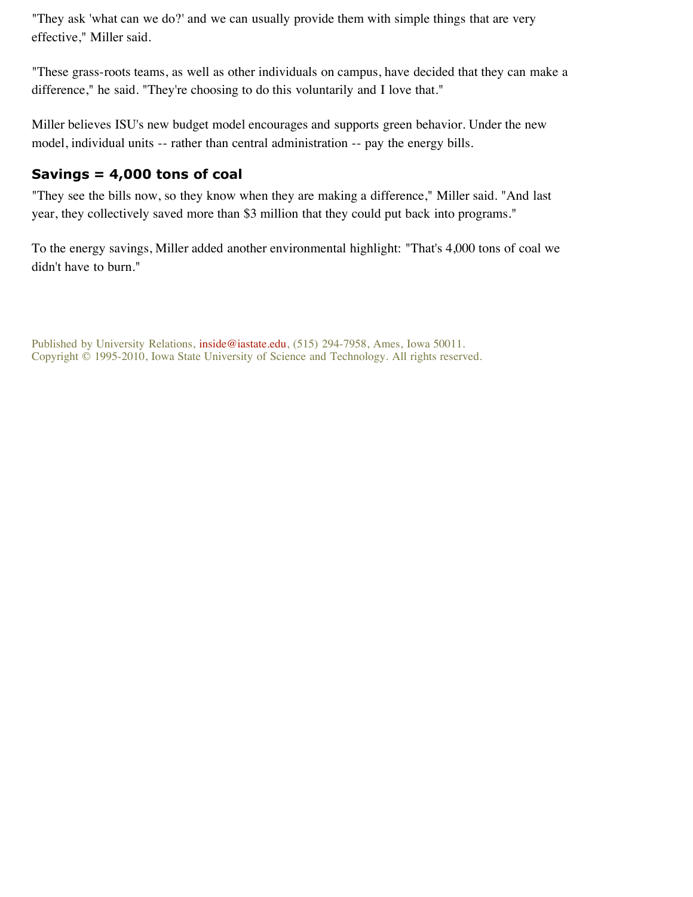"They ask 'what can we do?' and we can usually provide them with simple things that are very effective," Miller said.

"These grass-roots teams, as well as other individuals on campus, have decided that they can make a difference," he said. "They're choosing to do this voluntarily and I love that."

Miller believes ISU's new budget model encourages and supports green behavior. Under the new model, individual units -- rather than central administration -- pay the energy bills.

## Savings = 4,000 tons of coal

"They see the bills now, so they know when they are making a difference," Miller said. "And last year, they collectively saved more than $3 million that they could put back into programs."

To the energy savings, Miller added another environmental highlight: "That's 4,000 tons of coal we didn't have to burn."

Published by University Relations, inside@iastate.edu, (515) 294-7958, Ames, Iowa 50011.
Copyright © 1995-2010, Iowa State University of Science and Technology. All rights reserved.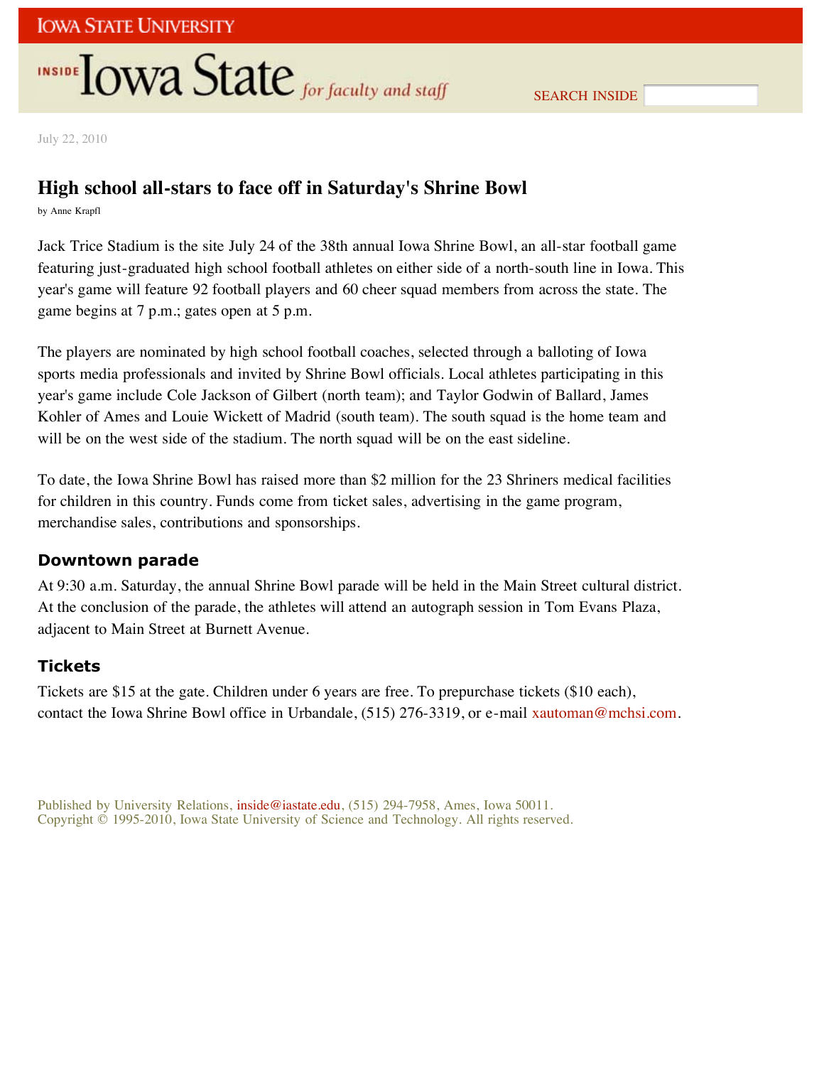July 22, 2010

# High school all-stars to face off in Saturday's Shrine Bowl

by Anne Krapfl

Jack Trice Stadium is the site July 24 of the 38th annual Iowa Shrine Bowl, an all-star football game featuring just-graduated high school football athletes on either side of a north-south line in Iowa. This year's game will feature 92 football players and 60 cheer squad members from across the state. The game begins at 7 p.m.; gates open at 5 p.m.

The players are nominated by high school football coaches, selected through a balloting of Iowa sports media professionals and invited by Shrine Bowl officials. Local athletes participating in this year's game include Cole Jackson of Gilbert (north team); and Taylor Godwin of Ballard, James Kohler of Ames and Louie Wickett of Madrid (south team). The south squad is the home team and will be on the west side of the stadium. The north squad will be on the east sideline.

To date, the Iowa Shrine Bowl has raised more than $2 million for the 23 Shriners medical facilities for children in this country. Funds come from ticket sales, advertising in the game program, merchandise sales, contributions and sponsorships.

## Downtown parade

At 9:30 a.m. Saturday, the annual Shrine Bowl parade will be held in the Main Street cultural district. At the conclusion of the parade, the athletes will attend an autograph session in Tom Evans Plaza, adjacent to Main Street at Burnett Avenue.

## Tickets

Tickets are $15 at the gate. Children under 6 years are free. To prepurchase tickets ($10 each), contact the Iowa Shrine Bowl office in Urbandale, (515) 276-3319, or e-mail xautoman@mchsi.com.

Published by University Relations, inside@iastate.edu, (515) 294-7958, Ames, Iowa 50011.
Copyright © 1995-2010, Iowa State University of Science and Technology. All rights reserved.